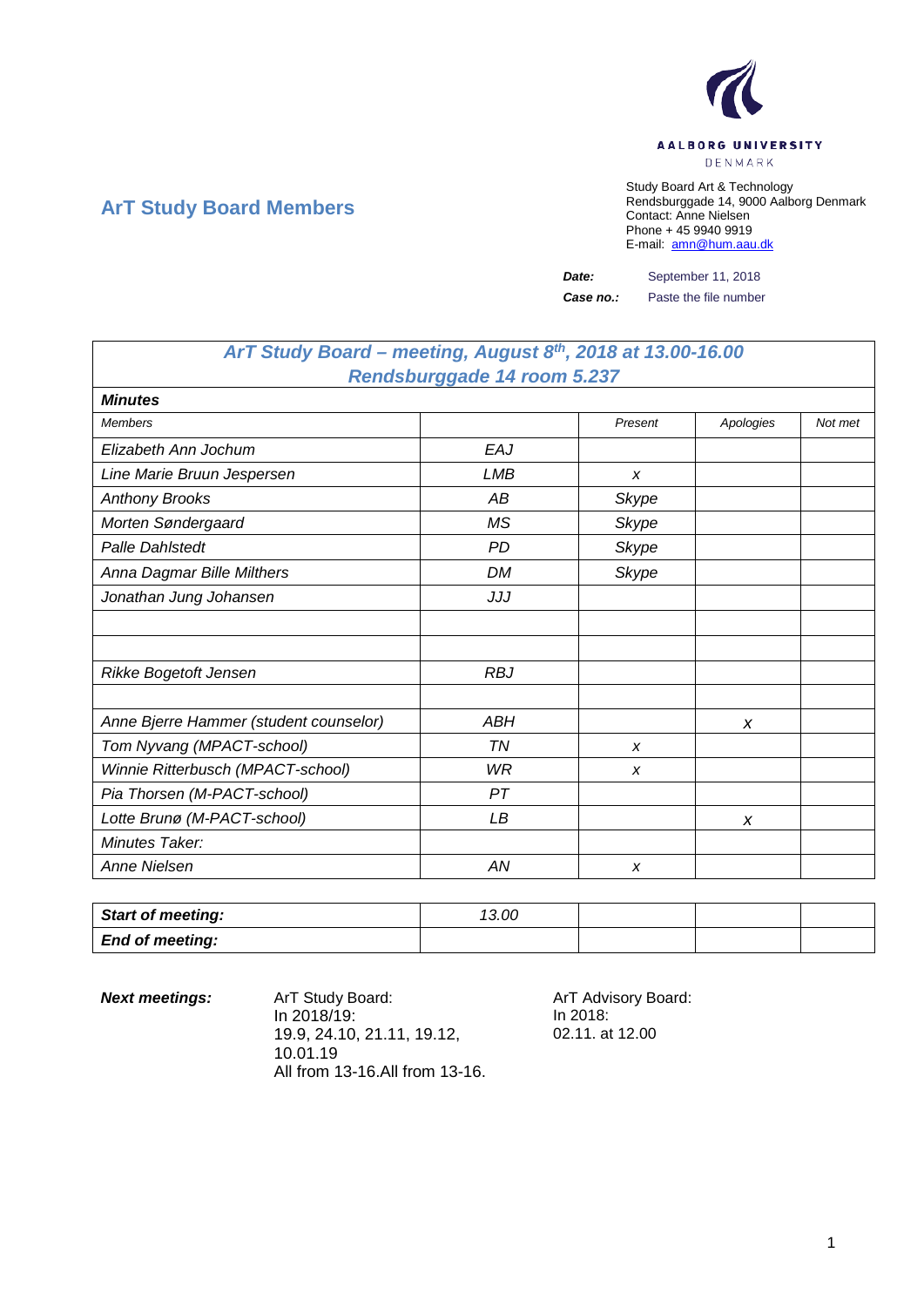AALBORG UNIVERSITY
DENMARK

## ArT Study Board Members

Study Board Art & Technology
Rendsburggade 14, 9000 Aalborg Denmark
Contact: Anne Nielsen
Phone + 45 9940 9919
E-mail: amn@hum.aau.dk

**Date:** September 11, 2018

**Case no.:** Paste the file number

| ***ArT Study Board – meeting, August 8th, 2018 at 13.00-16.00 Rendsburggade 14 room 5.237*** | | | | |
|---|---|---|---|---|
| ***Minutes*** | | | | |
| *Members* | | *Present* | *Apologies* | *Not met* |
| *Elizabeth Ann Jochum* | *EAJ* | | | |
| *Line Marie Bruun Jespersen* | *LMB* | *x* | | |
| *Anthony Brooks* | *AB* | *Skype* | | |
| *Morten Søndergaard* | *MS* | *Skype* | | |
| *Palle Dahlstedt* | *PD* | *Skype* | | |
| *Anna Dagmar Bille Milthers* | *DM* | *Skype* | | |
| *Jonathan Jung Johansen* | *JJJ* | | | |
| | | | | |
| | | | | |
| *Rikke Bogetoft Jensen* | *RBJ* | | | |
| | | | | |
| *Anne Bjerre Hammer (student counselor)* | *ABH* | | *x* | |
| *Tom Nyvang (MPACT-school)* | *TN* | *x* | | |
| *Winnie Ritterbusch (MPACT-school)* | *WR* | *x* | | |
| *Pia Thorsen (M-PACT-school)* | *PT* | | | |
| *Lotte Brunø (M-PACT-school)* | *LB* | | *x* | |
| *Minutes Taker:* | | | | |
| *Anne Nielsen* | *AN* | *x* | | |

| ***Start of meeting:*** | *13.00* | | | |
|---|---|---|---|---|
| ***End of meeting:*** | | | | |

***Next meetings:***

ArT Study Board:
In 2018/19:
19.9, 24.10, 21.11, 19.12, 10.01.19
All from 13-16.All from 13-16.

ArT Advisory Board:
In 2018:
02.11. at 12.00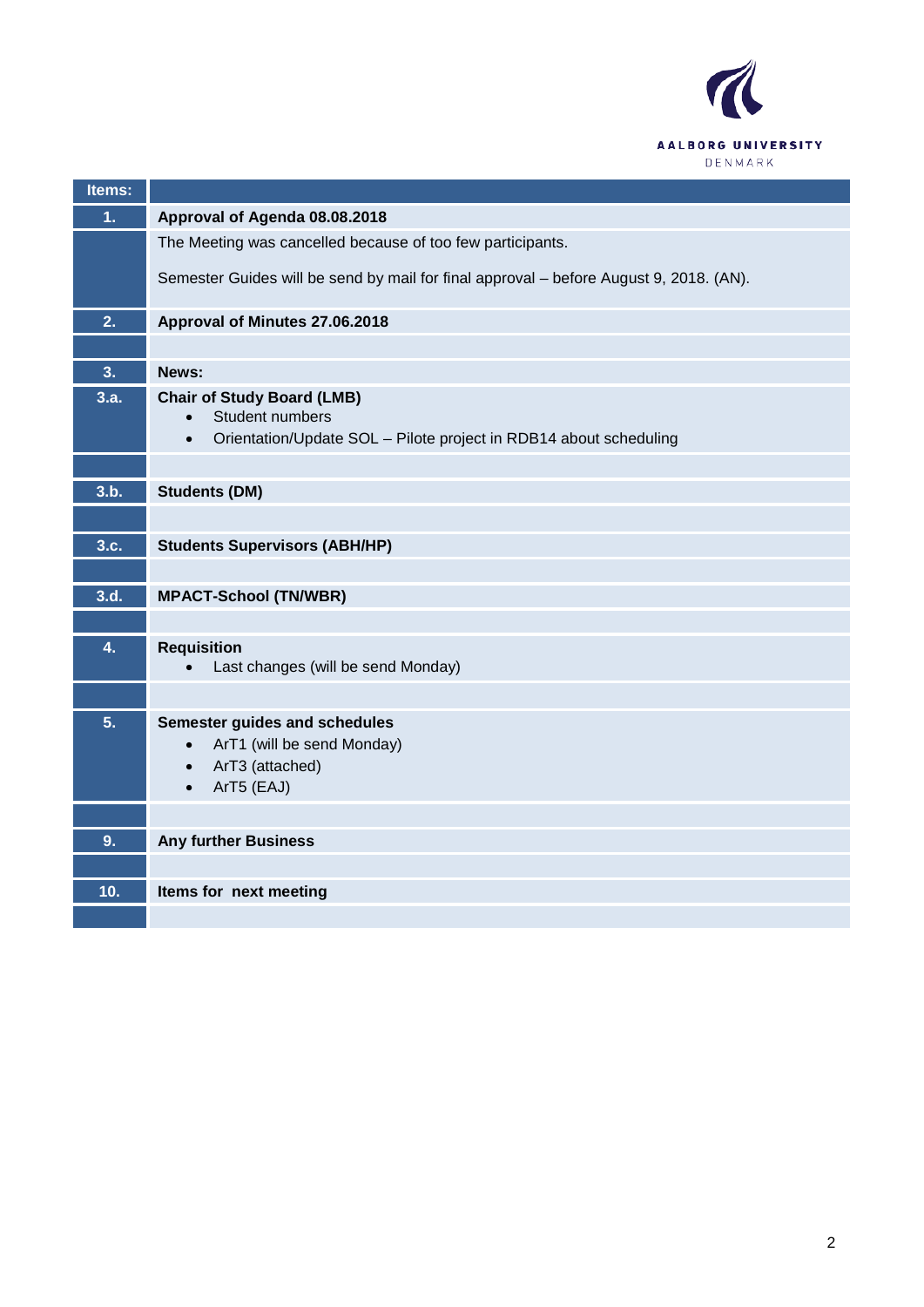AALBORG UNIVERSITY
DENMARK

| Items: | |
|---|---|
| **1.** | **Approval of Agenda 08.08.2018** |
| | The Meeting was cancelled because of too few participants.<br><br>Semester Guides will be send by mail for final approval – before August 9, 2018. (AN). |
| **2.** | **Approval of Minutes 27.06.2018** |
| | |
| **3.** | **News:** |
| **3.a.** | **Chair of Study Board (LMB)**<br>• Student numbers<br>• Orientation/Update SOL – Pilote project in RDB14 about scheduling |
| | |
| **3.b.** | **Students (DM)** |
| | |
| **3.c.** | **Students Supervisors (ABH/HP)** |
| | |
| **3.d.** | **MPACT-School (TN/WBR)** |
| | |
| **4.** | **Requisition**<br>• Last changes (will be send Monday) |
| | |
| **5.** | **Semester guides and schedules**<br>• ArT1 (will be send Monday)<br>• ArT3 (attached)<br>• ArT5 (EAJ) |
| | |
| **9.** | **Any further Business** |
| | |
| **10.** | **Items for next meeting** |
| | |